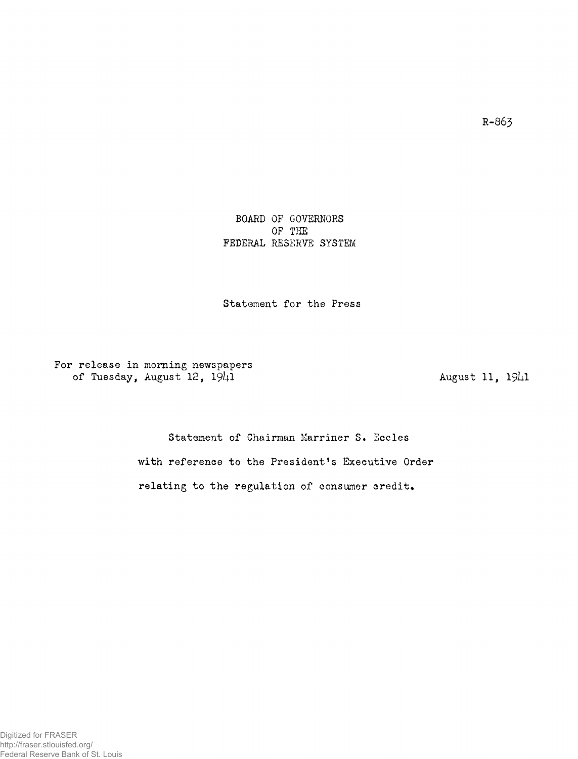R-863

BOARD OF GOVERNORS
OF THE
FEDERAL RESERVE SYSTEM

Statement for the Press

For release in morning newspapers
of Tuesday, August 12, 1941

August 11, 1941

Statement of Chairman Marriner S. Eccles
with reference to the President's Executive Order
relating to the regulation of consumer credit.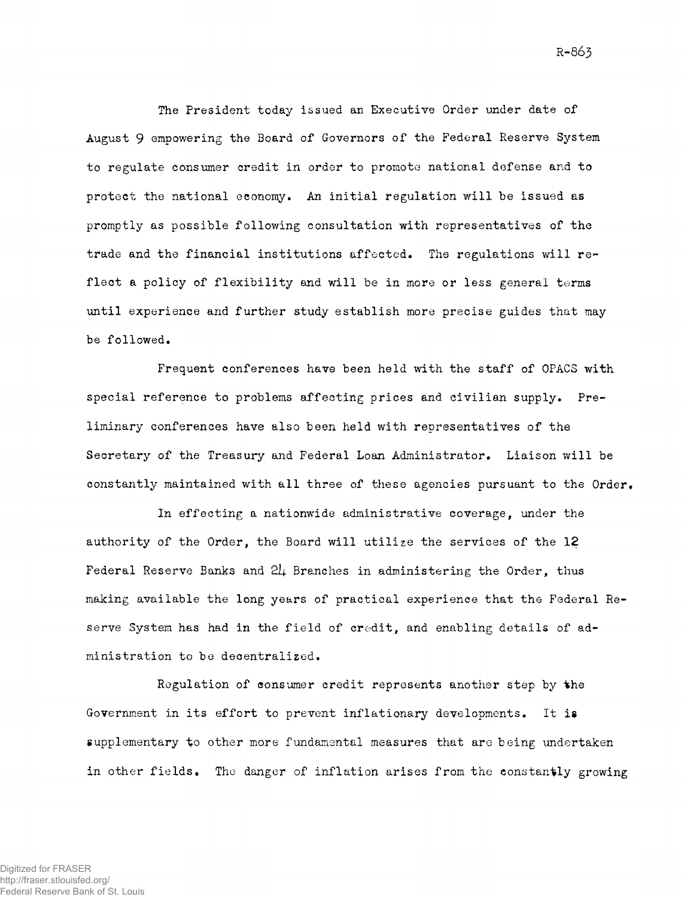The President today issued an Executive Order under date of August 9 empowering the Board of Governors of the Federal Reserve System to regulate consumer credit in order to promote national defense and to protect the national economy. An initial regulation will be issued as promptly as possible following consultation with representatives of the trade and the financial institutions affected. The regulations will reflect a policy of flexibility and will be in more or less general terms until experience and further study establish more precise guides that may be followed.

Frequent conferences have been held with the staff of OPACS with special reference to problems affecting prices and civilian supply. Preliminary conferences have also been held with representatives of the Secretary of the Treasury and Federal Loan Administrator. Liaison will be constantly maintained with all three of these agencies pursuant to the Order.

In effecting a nationwide administrative coverage, under the authority of the Order, the Board will utilize the services of the 12 Federal Reserve Banks and 24 Branches in administering the Order, thus making available the long years of practical experience that the Federal Reserve System has had in the field of credit, and enabling details of administration to be decentralized.

Regulation of consumer credit represents another step by the Government in its effort to prevent inflationary developments. It is supplementary to other more fundamental measures that are being undertaken in other fields. The danger of inflation arises from the constantly growing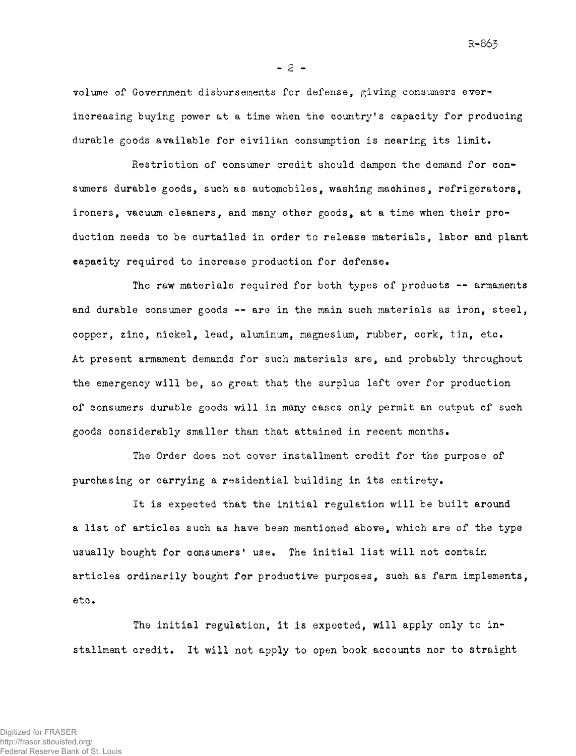volume of Government disbursements for defense, giving consumers ever-increasing buying power at a time when the country's capacity for producing durable goods available for civilian consumption is nearing its limit.

Restriction of consumer credit should dampen the demand for consumers durable goods, such as automobiles, washing machines, refrigerators, ironers, vacuum cleaners, and many other goods, at a time when their production needs to be curtailed in order to release materials, labor and plant capacity required to increase production for defense.

The raw materials required for both types of products -- armaments and durable consumer goods -- are in the main such materials as iron, steel, copper, zinc, nickel, lead, aluminum, magnesium, rubber, cork, tin, etc. At present armament demands for such materials are, and probably throughout the emergency will be, so great that the surplus left over for production of consumers durable goods will in many cases only permit an output of such goods considerably smaller than that attained in recent months.

The Order does not cover installment credit for the purpose of purchasing or carrying a residential building in its entirety.

It is expected that the initial regulation will be built around a list of articles such as have been mentioned above, which are of the type usually bought for consumers' use. The initial list will not contain articles ordinarily bought for productive purposes, such as farm implements, etc.

The initial regulation, it is expected, will apply only to installment credit. It will not apply to open book accounts nor to straight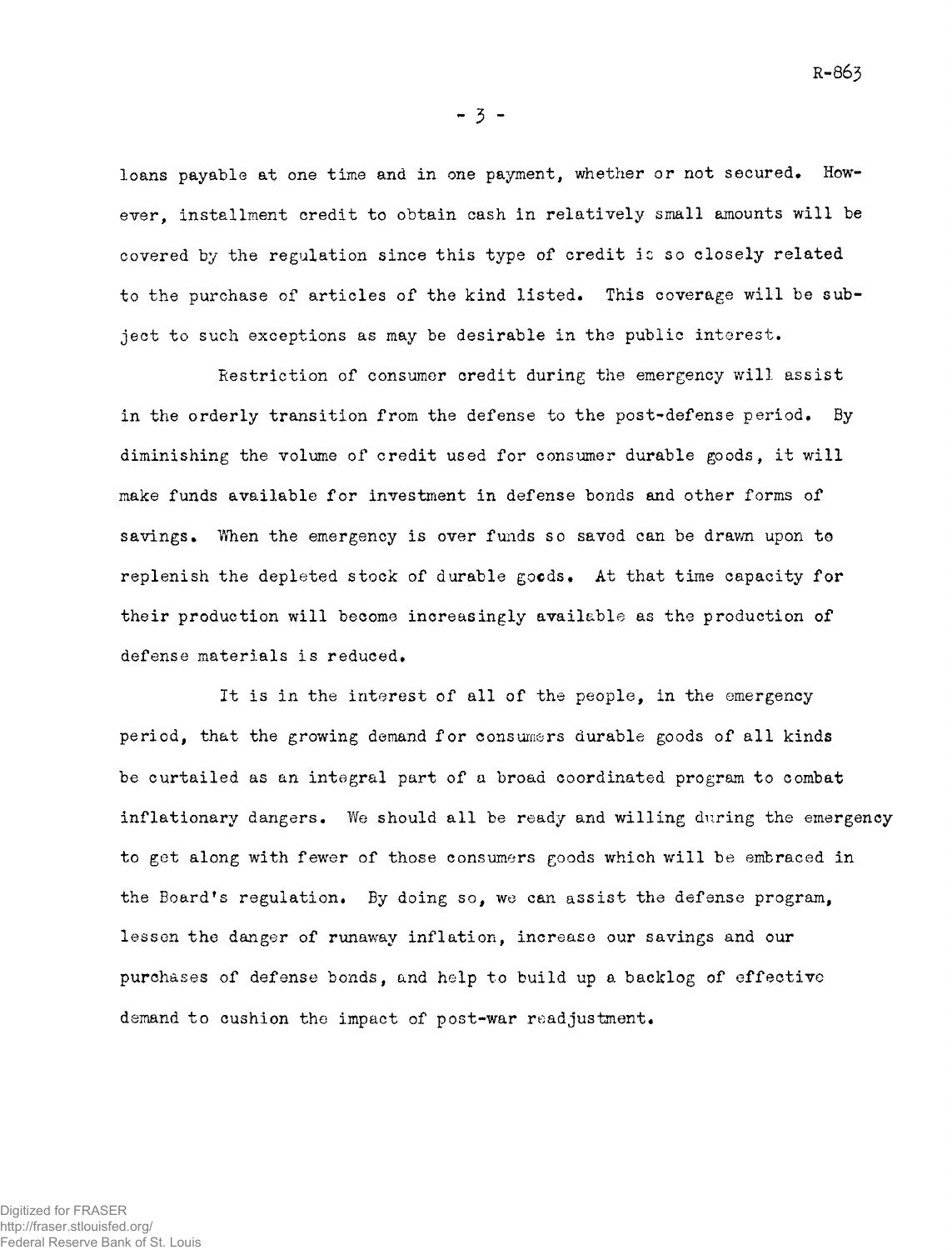loans payable at one time and in one payment, whether or not secured. However, installment credit to obtain cash in relatively small amounts will be covered by the regulation since this type of credit is so closely related to the purchase of articles of the kind listed. This coverage will be subject to such exceptions as may be desirable in the public interest.

Restriction of consumer credit during the emergency will assist in the orderly transition from the defense to the post-defense period. By diminishing the volume of credit used for consumer durable goods, it will make funds available for investment in defense bonds and other forms of savings. When the emergency is over funds so saved can be drawn upon to replenish the depleted stock of durable goods. At that time capacity for their production will become increasingly available as the production of defense materials is reduced.

It is in the interest of all of the people, in the emergency period, that the growing demand for consumers durable goods of all kinds be curtailed as an integral part of a broad coordinated program to combat inflationary dangers. We should all be ready and willing during the emergency to get along with fewer of those consumers goods which will be embraced in the Board's regulation. By doing so, we can assist the defense program, lessen the danger of runaway inflation, increase our savings and our purchases of defense bonds, and help to build up a backlog of effective demand to cushion the impact of post-war readjustment.